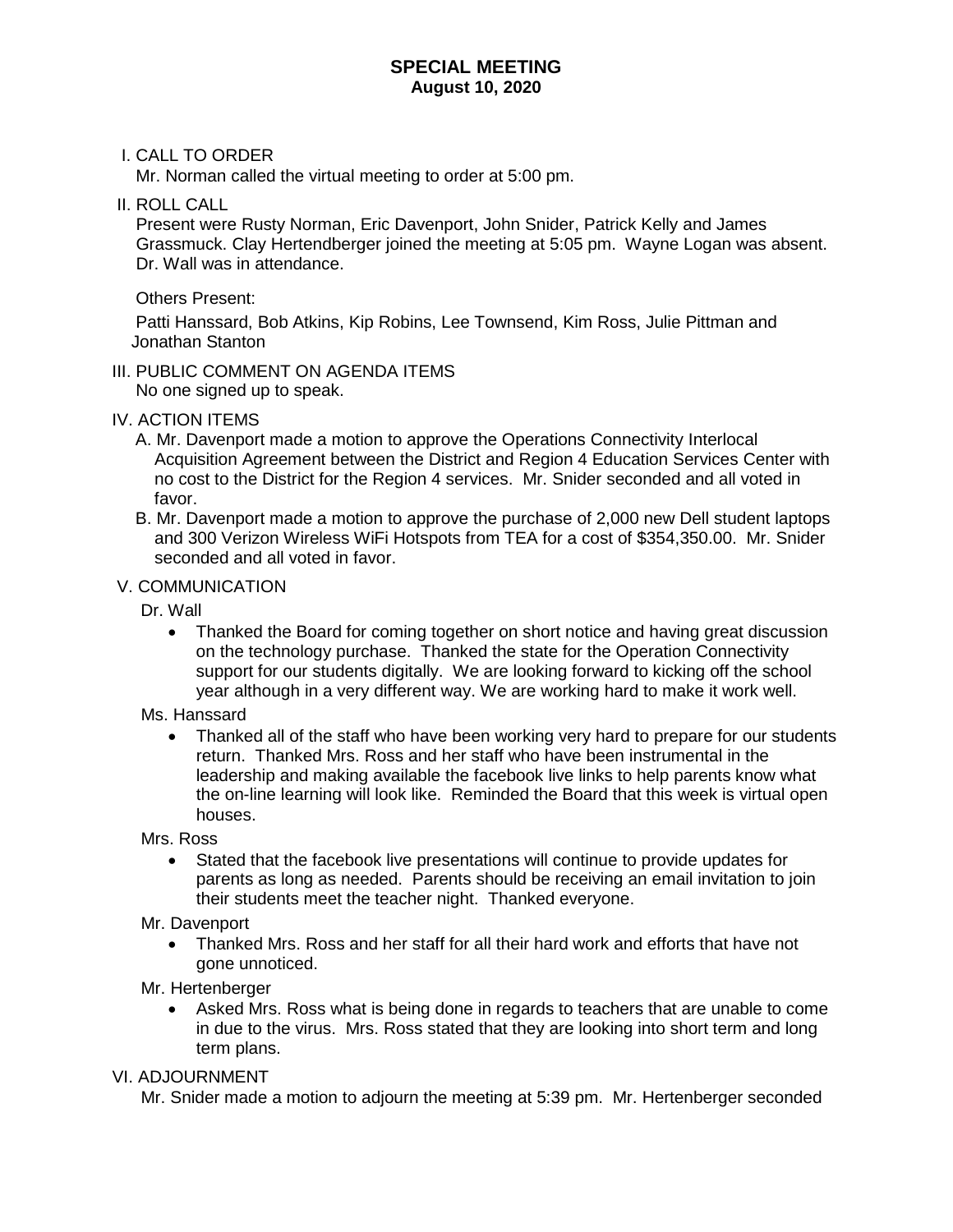# SPECIAL MEETING
## August 10, 2020

I. CALL TO ORDER

Mr. Norman called the virtual meeting to order at 5:00 pm.

II. ROLL CALL

Present were Rusty Norman, Eric Davenport, John Snider, Patrick Kelly and James Grassmuck. Clay Hertendberger joined the meeting at 5:05 pm. Wayne Logan was absent. Dr. Wall was in attendance.

Others Present:

Patti Hanssard, Bob Atkins, Kip Robins, Lee Townsend, Kim Ross, Julie Pittman and Jonathan Stanton

III. PUBLIC COMMENT ON AGENDA ITEMS

No one signed up to speak.

IV. ACTION ITEMS

A. Mr. Davenport made a motion to approve the Operations Connectivity Interlocal Acquisition Agreement between the District and Region 4 Education Services Center with no cost to the District for the Region 4 services. Mr. Snider seconded and all voted in favor.

B. Mr. Davenport made a motion to approve the purchase of 2,000 new Dell student laptops and 300 Verizon Wireless WiFi Hotspots from TEA for a cost of $354,350.00. Mr. Snider seconded and all voted in favor.

V. COMMUNICATION

Dr. Wall

- Thanked the Board for coming together on short notice and having great discussion on the technology purchase. Thanked the state for the Operation Connectivity support for our students digitally. We are looking forward to kicking off the school year although in a very different way. We are working hard to make it work well.

Ms. Hanssard

- Thanked all of the staff who have been working very hard to prepare for our students return. Thanked Mrs. Ross and her staff who have been instrumental in the leadership and making available the facebook live links to help parents know what the on-line learning will look like. Reminded the Board that this week is virtual open houses.

Mrs. Ross

- Stated that the facebook live presentations will continue to provide updates for parents as long as needed. Parents should be receiving an email invitation to join their students meet the teacher night. Thanked everyone.

Mr. Davenport

- Thanked Mrs. Ross and her staff for all their hard work and efforts that have not gone unnoticed.

Mr. Hertenberger

- Asked Mrs. Ross what is being done in regards to teachers that are unable to come in due to the virus. Mrs. Ross stated that they are looking into short term and long term plans.

VI. ADJOURNMENT

Mr. Snider made a motion to adjourn the meeting at 5:39 pm. Mr. Hertenberger seconded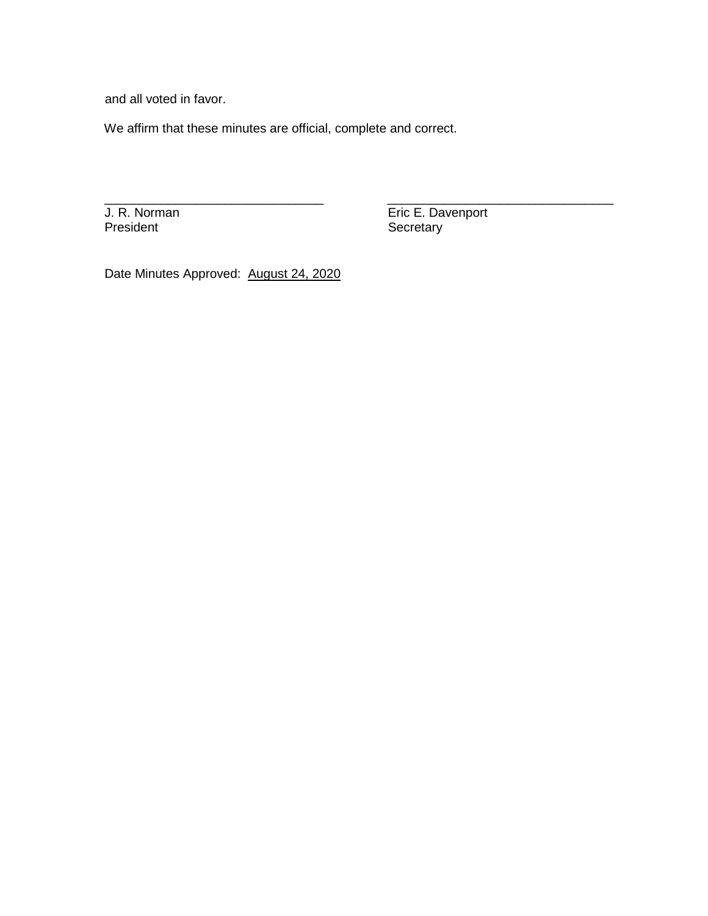and all voted in favor.

We affirm that these minutes are official, complete and correct.

| | |
|---|---|
| \_\_\_\_\_\_\_\_\_\_\_\_\_\_\_\_\_\_\_\_\_\_\_\_\_\_\_\_\_\_\_\_ | \_\_\_\_\_\_\_\_\_\_\_\_\_\_\_\_\_\_\_\_\_\_\_\_\_\_\_\_\_\_\_\_ |
| J. R. Norman | Eric E. Davenport |
| President | Secretary |

Date Minutes Approved: <u>August 24, 2020</u>